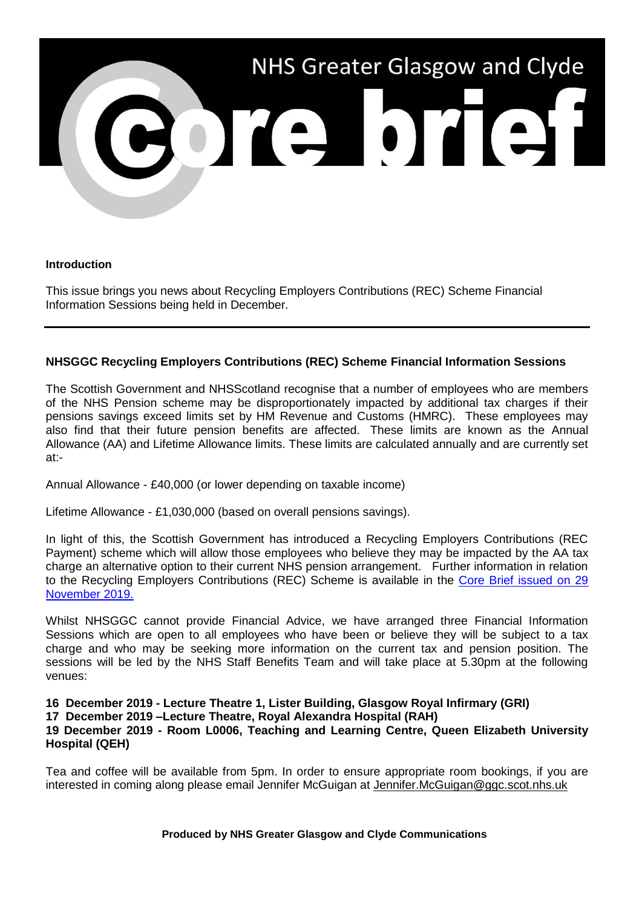# NHS Greater Glasgow and Clyde

# Core brief

**Introduction**

This issue brings you news about Recycling Employers Contributions (REC) Scheme Financial Information Sessions being held in December.

---

**NHSGGC Recycling Employers Contributions (REC) Scheme Financial Information Sessions**

The Scottish Government and NHSScotland recognise that a number of employees who are members of the NHS Pension scheme may be disproportionately impacted by additional tax charges if their pensions savings exceed limits set by HM Revenue and Customs (HMRC). These employees may also find that their future pension benefits are affected. These limits are known as the Annual Allowance (AA) and Lifetime Allowance limits. These limits are calculated annually and are currently set at:-

Annual Allowance - £40,000 (or lower depending on taxable income)

Lifetime Allowance - £1,030,000 (based on overall pensions savings).

In light of this, the Scottish Government has introduced a Recycling Employers Contributions (REC Payment) scheme which will allow those employees who believe they may be impacted by the AA tax charge an alternative option to their current NHS pension arrangement. Further information in relation to the Recycling Employers Contributions (REC) Scheme is available in the Core Brief issued on 29 November 2019.

Whilst NHSGGC cannot provide Financial Advice, we have arranged three Financial Information Sessions which are open to all employees who have been or believe they will be subject to a tax charge and who may be seeking more information on the current tax and pension position. The sessions will be led by the NHS Staff Benefits Team and will take place at 5.30pm at the following venues:

**16 December 2019 - Lecture Theatre 1, Lister Building, Glasgow Royal Infirmary (GRI)**
**17 December 2019 –Lecture Theatre, Royal Alexandra Hospital (RAH)**
**19 December 2019 - Room L0006, Teaching and Learning Centre, Queen Elizabeth University Hospital (QEH)**

Tea and coffee will be available from 5pm. In order to ensure appropriate room bookings, if you are interested in coming along please email Jennifer McGuigan at Jennifer.McGuigan@ggc.scot.nhs.uk

**Produced by NHS Greater Glasgow and Clyde Communications**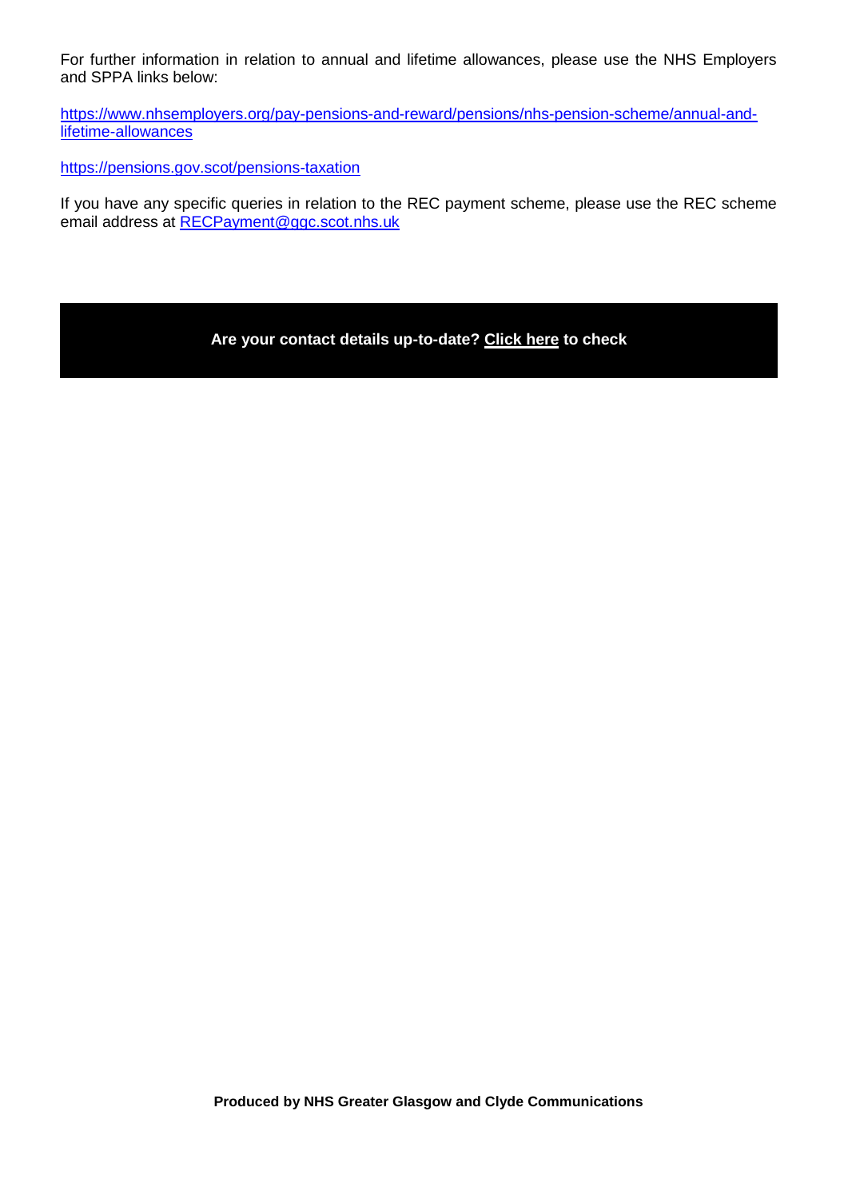For further information in relation to annual and lifetime allowances, please use the NHS Employers and SPPA links below:

https://www.nhsemployers.org/pay-pensions-and-reward/pensions/nhs-pension-scheme/annual-and-lifetime-allowances

https://pensions.gov.scot/pensions-taxation

If you have any specific queries in relation to the REC payment scheme, please use the REC scheme email address at RECPayment@ggc.scot.nhs.uk

**Are your contact details up-to-date? Click here to check**

**Produced by NHS Greater Glasgow and Clyde Communications**